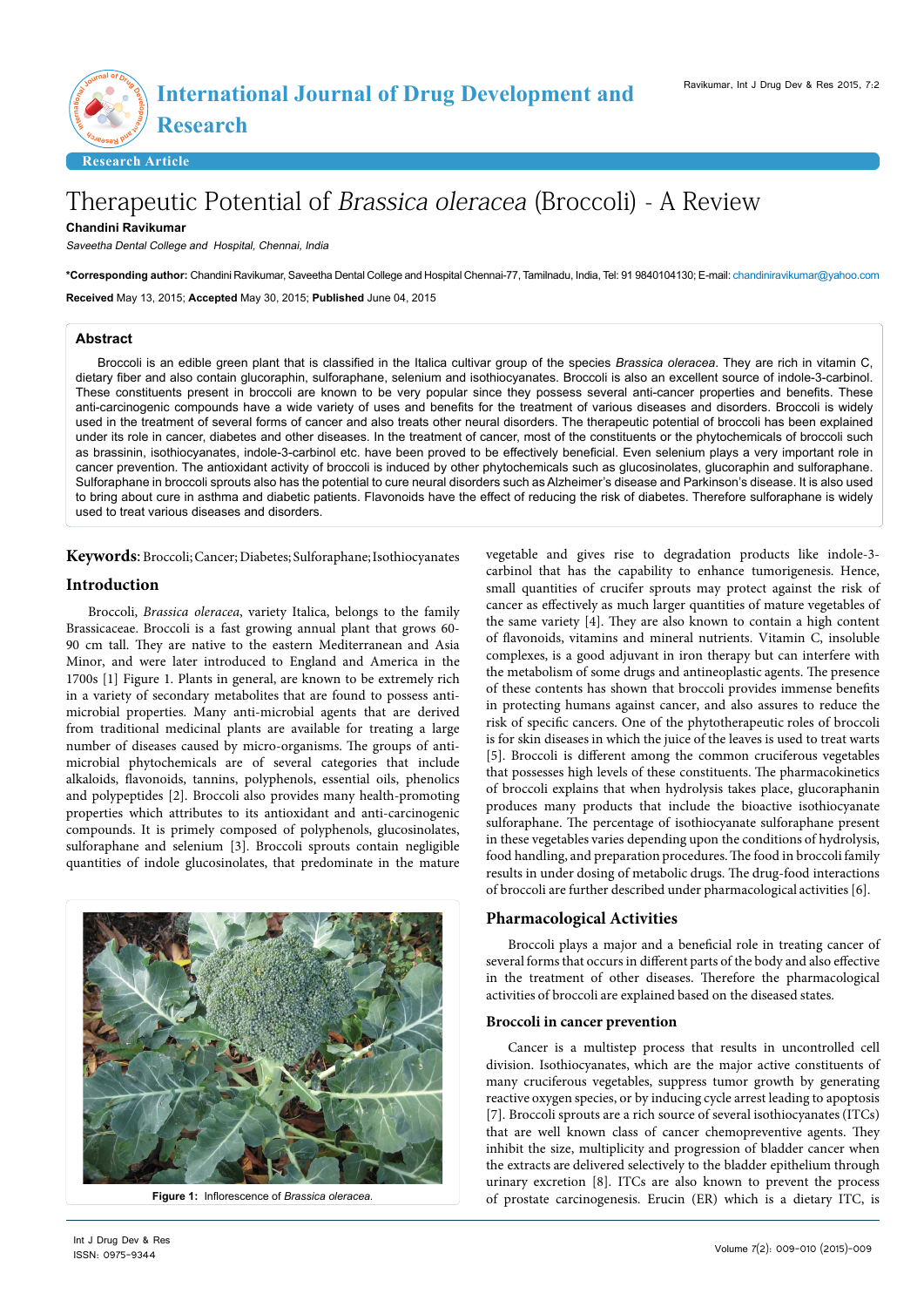# Therapeutic Potential of *Brassica oleracea* (Broccoli) - A Review

**Chandini Ravikumar**

*Saveetha Dental College and Hospital, Chennai, India*

**\*Corresponding author:** Chandini Ravikumar, Saveetha Dental College and Hospital Chennai-77, Tamilnadu, India, Tel: 91 9840104130; E-mail: chandiniravikumar@yahoo.com

**Received** May 13, 2015; **Accepted** May 30, 2015; **Published** June 04, 2015

## Abstract

Broccoli is an edible green plant that is classified in the Italica cultivar group of the species *Brassica oleracea*. They are rich in vitamin C, dietary fiber and also contain glucoraphin, sulforaphane, selenium and isothiocyanates. Broccoli is also an excellent source of indole-3-carbinol. These constituents present in broccoli are known to be very popular since they possess several anti-cancer properties and benefits. These anti-carcinogenic compounds have a wide variety of uses and benefits for the treatment of various diseases and disorders. Broccoli is widely used in the treatment of several forms of cancer and also treats other neural disorders. The therapeutic potential of broccoli has been explained under its role in cancer, diabetes and other diseases. In the treatment of cancer, most of the constituents or the phytochemicals of broccoli such as brassinin, isothiocyanates, indole-3-carbinol etc. have been proved to be effectively beneficial. Even selenium plays a very important role in cancer prevention. The antioxidant activity of broccoli is induced by other phytochemicals such as glucosinolates, glucoraphin and sulforaphane. Sulforaphane in broccoli sprouts also has the potential to cure neural disorders such as Alzheimer's disease and Parkinson's disease. It is also used to bring about cure in asthma and diabetic patients. Flavonoids have the effect of reducing the risk of diabetes. Therefore sulforaphane is widely used to treat various diseases and disorders.

**Keywords:** Broccoli; Cancer; Diabetes; Sulforaphane; Isothiocyanates

## Introduction

Broccoli, *Brassica oleracea*, variety Italica, belongs to the family Brassicaceae. Broccoli is a fast growing annual plant that grows 60-90 cm tall. They are native to the eastern Mediterranean and Asia Minor, and were later introduced to England and America in the 1700s [1] Figure 1. Plants in general, are known to be extremely rich in a variety of secondary metabolites that are found to possess anti-microbial properties. Many anti-microbial agents that are derived from traditional medicinal plants are available for treating a large number of diseases caused by micro-organisms. The groups of anti-microbial phytochemicals are of several categories that include alkaloids, flavonoids, tannins, polyphenols, essential oils, phenolics and polypeptides [2]. Broccoli also provides many health-promoting properties which attributes to its antioxidant and anti-carcinogenic compounds. It is primely composed of polyphenols, glucosinolates, sulforaphane and selenium [3]. Broccoli sprouts contain negligible quantities of indole glucosinolates, that predominate in the mature vegetable and gives rise to degradation products like indole-3-carbinol that has the capability to enhance tumorigenesis. Hence, small quantities of crucifer sprouts may protect against the risk of cancer as effectively as much larger quantities of mature vegetables of the same variety [4]. They are also known to contain a high content of flavonoids, vitamins and mineral nutrients. Vitamin C, insoluble complexes, is a good adjuvant in iron therapy but can interfere with the metabolism of some drugs and antineoplastic agents. The presence of these contents has shown that broccoli provides immense benefits in protecting humans against cancer, and also assures to reduce the risk of specific cancers. One of the phytotherapeutic roles of broccoli is for skin diseases in which the juice of the leaves is used to treat warts [5]. Broccoli is different among the common cruciferous vegetables that possesses high levels of these constituents. The pharmacokinetics of broccoli explains that when hydrolysis takes place, glucoraphanin produces many products that include the bioactive isothiocyanate sulforaphane. The percentage of isothiocyanate sulforaphane present in these vegetables varies depending upon the conditions of hydrolysis, food handling, and preparation procedures. The food in broccoli family results in under dosing of metabolic drugs. The drug-food interactions of broccoli are further described under pharmacological activities [6].

Figure 1: Inflorescence of *Brassica oleracea*.

## Pharmacological Activities

Broccoli plays a major and a beneficial role in treating cancer of several forms that occurs in different parts of the body and also effective in the treatment of other diseases. Therefore the pharmacological activities of broccoli are explained based on the diseased states.

### Broccoli in cancer prevention

Cancer is a multistep process that results in uncontrolled cell division. Isothiocyanates, which are the major active constituents of many cruciferous vegetables, suppress tumor growth by generating reactive oxygen species, or by inducing cycle arrest leading to apoptosis [7]. Broccoli sprouts are a rich source of several isothiocyanates (ITCs) that are well known class of cancer chemopreventive agents. They inhibit the size, multiplicity and progression of bladder cancer when the extracts are delivered selectively to the bladder epithelium through urinary excretion [8]. ITCs are also known to prevent the process of prostate carcinogenesis. Erucin (ER) which is a dietary ITC, is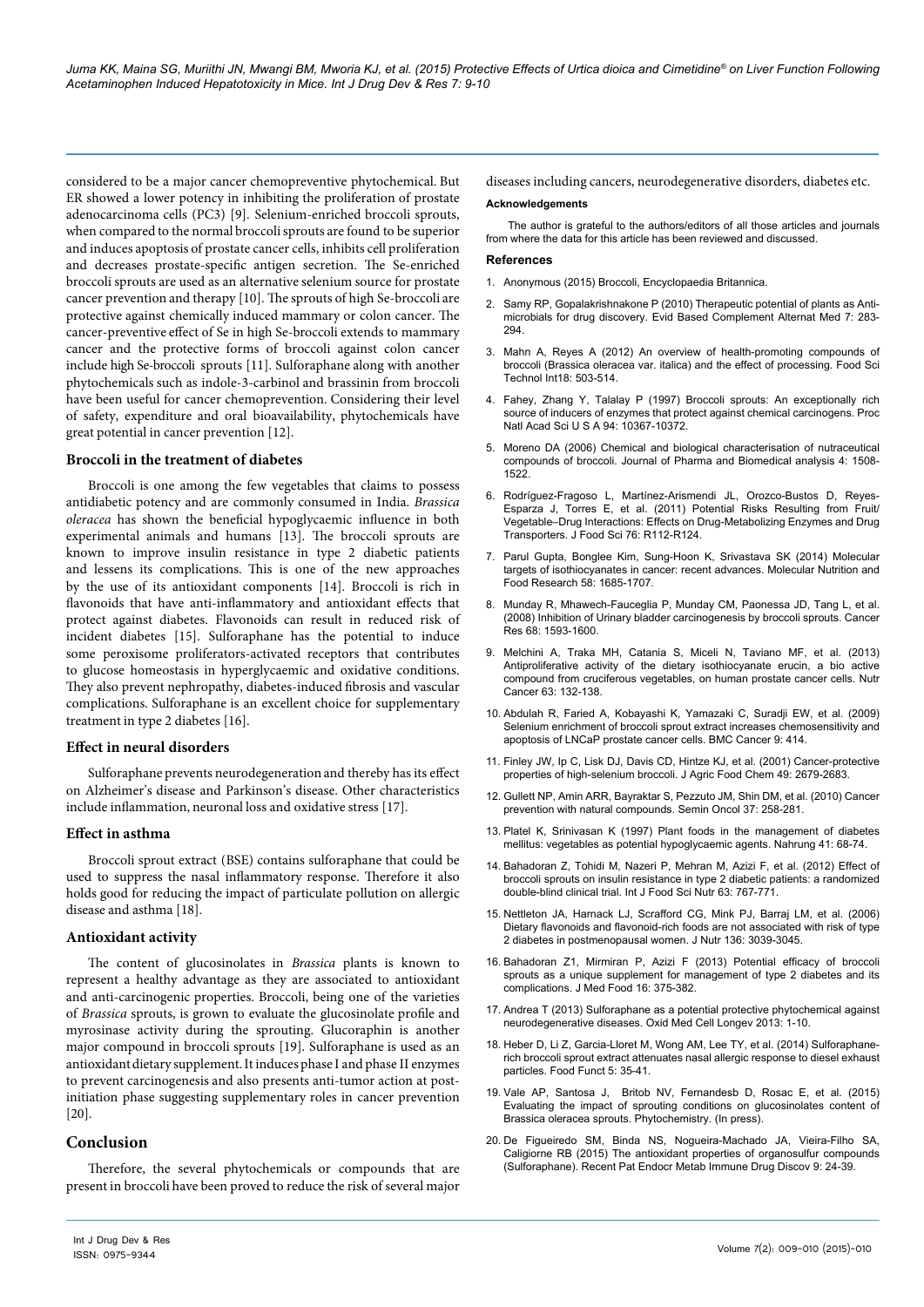considered to be a major cancer chemopreventive phytochemical. But ER showed a lower potency in inhibiting the proliferation of prostate adenocarcinoma cells (PC3) [9]. Selenium-enriched broccoli sprouts, when compared to the normal broccoli sprouts are found to be superior and induces apoptosis of prostate cancer cells, inhibits cell proliferation and decreases prostate-specific antigen secretion. The Se-enriched broccoli sprouts are used as an alternative selenium source for prostate cancer prevention and therapy [10]. The sprouts of high Se-broccoli are protective against chemically induced mammary or colon cancer. The cancer-preventive effect of Se in high Se-broccoli extends to mammary cancer and the protective forms of broccoli against colon cancer include high Se-broccoli sprouts [11]. Sulforaphane along with another phytochemicals such as indole-3-carbinol and brassinin from broccoli have been useful for cancer chemoprevention. Considering their level of safety, expenditure and oral bioavailability, phytochemicals have great potential in cancer prevention [12].

### Broccoli in the treatment of diabetes

Broccoli is one among the few vegetables that claims to possess antidiabetic potency and are commonly consumed in India. *Brassica oleracea* has shown the beneficial hypoglycaemic influence in both experimental animals and humans [13]. The broccoli sprouts are known to improve insulin resistance in type 2 diabetic patients and lessens its complications. This is one of the new approaches by the use of its antioxidant components [14]. Broccoli is rich in flavonoids that have anti-inflammatory and antioxidant effects that protect against diabetes. Flavonoids can result in reduced risk of incident diabetes [15]. Sulforaphane has the potential to induce some peroxisome proliferators-activated receptors that contributes to glucose homeostasis in hyperglycaemic and oxidative conditions. They also prevent nephropathy, diabetes-induced fibrosis and vascular complications. Sulforaphane is an excellent choice for supplementary treatment in type 2 diabetes [16].

### Effect in neural disorders

Sulforaphane prevents neurodegeneration and thereby has its effect on Alzheimer's disease and Parkinson's disease. Other characteristics include inflammation, neuronal loss and oxidative stress [17].

### Effect in asthma

Broccoli sprout extract (BSE) contains sulforaphane that could be used to suppress the nasal inflammatory response. Therefore it also holds good for reducing the impact of particulate pollution on allergic disease and asthma [18].

### Antioxidant activity

The content of glucosinolates in *Brassica* plants is known to represent a healthy advantage as they are associated to antioxidant and anti-carcinogenic properties. Broccoli, being one of the varieties of *Brassica* sprouts, is grown to evaluate the glucosinolate profile and myrosinase activity during the sprouting. Glucoraphin is another major compound in broccoli sprouts [19]. Sulforaphane is used as an antioxidant dietary supplement. It induces phase I and phase II enzymes to prevent carcinogenesis and also presents anti-tumor action at post-initiation phase suggesting supplementary roles in cancer prevention [20].

## Conclusion

Therefore, the several phytochemicals or compounds that are present in broccoli have been proved to reduce the risk of several major diseases including cancers, neurodegenerative disorders, diabetes etc.

#### Acknowledgements

The author is grateful to the authors/editors of all those articles and journals from where the data for this article has been reviewed and discussed.

#### References

1. Anonymous (2015) Broccoli, Encyclopaedia Britannica.
2. Samy RP, Gopalakrishnakone P (2010) Therapeutic potential of plants as Anti-microbials for drug discovery. Evid Based Complement Alternat Med 7: 283-294.
3. Mahn A, Reyes A (2012) An overview of health-promoting compounds of broccoli (Brassica oleracea var. italica) and the effect of processing. Food Sci Technol Int18: 503-514.
4. Fahey, Zhang Y, Talalay P (1997) Broccoli sprouts: An exceptionally rich source of inducers of enzymes that protect against chemical carcinogens. Proc Natl Acad Sci U S A 94: 10367-10372.
5. Moreno DA (2006) Chemical and biological characterisation of nutraceutical compounds of broccoli. Journal of Pharma and Biomedical analysis 4: 1508-1522.
6. Rodríguez-Fragoso L, Martínez-Arismendi JL, Orozco-Bustos D, Reyes-Esparza J, Torres E, et al. (2011) Potential Risks Resulting from Fruit/Vegetable–Drug Interactions: Effects on Drug-Metabolizing Enzymes and Drug Transporters. J Food Sci 76: R112-R124.
7. Parul Gupta, Bonglee Kim, Sung-Hoon K, Srivastava SK (2014) Molecular targets of isothiocyanates in cancer: recent advances. Molecular Nutrition and Food Research 58: 1685-1707.
8. Munday R, Mhawech-Fauceglia P, Munday CM, Paonessa JD, Tang L, et al. (2008) Inhibition of Urinary bladder carcinogenesis by broccoli sprouts. Cancer Res 68: 1593-1600.
9. Melchini A, Traka MH, Catania S, Miceli N, Taviano MF, et al. (2013) Antiproliferative activity of the dietary isothiocyanate erucin, a bio active compound from cruciferous vegetables, on human prostate cancer cells. Nutr Cancer 63: 132-138.
10. Abdulah R, Faried A, Kobayashi K, Yamazaki C, Suradji EW, et al. (2009) Selenium enrichment of broccoli sprout extract increases chemosensitivity and apoptosis of LNCaP prostate cancer cells. BMC Cancer 9: 414.
11. Finley JW, Ip C, Lisk DJ, Davis CD, Hintze KJ, et al. (2001) Cancer-protective properties of high-selenium broccoli. J Agric Food Chem 49: 2679-2683.
12. Gullett NP, Amin ARR, Bayraktar S, Pezzuto JM, Shin DM, et al. (2010) Cancer prevention with natural compounds. Semin Oncol 37: 258-281.
13. Platel K, Srinivasan K (1997) Plant foods in the management of diabetes mellitus: vegetables as potential hypoglycaemic agents. Nahrung 41: 68-74.
14. Bahadoran Z, Tohidi M, Nazeri P, Mehran M, Azizi F, et al. (2012) Effect of broccoli sprouts on insulin resistance in type 2 diabetic patients: a randomized double-blind clinical trial. Int J Food Sci Nutr 63: 767-771.
15. Nettleton JA, Harnack LJ, Scrafford CG, Mink PJ, Barraj LM, et al. (2006) Dietary flavonoids and flavonoid-rich foods are not associated with risk of type 2 diabetes in postmenopausal women. J Nutr 136: 3039-3045.
16. Bahadoran Z1, Mirmiran P, Azizi F (2013) Potential efficacy of broccoli sprouts as a unique supplement for management of type 2 diabetes and its complications. J Med Food 16: 375-382.
17. Andrea T (2013) Sulforaphane as a potential protective phytochemical against neurodegenerative diseases. Oxid Med Cell Longev 2013: 1-10.
18. Heber D, Li Z, Garcia-Lloret M, Wong AM, Lee TY, et al. (2014) Sulforaphane-rich broccoli sprout extract attenuates nasal allergic response to diesel exhaust particles. Food Funct 5: 35-41.
19. Vale AP, Santosa J, Britob NV, Fernandesb D, Rosac E, et al. (2015) Evaluating the impact of sprouting conditions on glucosinolates content of Brassica oleracea sprouts. Phytochemistry. (In press).
20. De Figueiredo SM, Binda NS, Nogueira-Machado JA, Vieira-Filho SA, Caligiorne RB (2015) The antioxidant properties of organosulfur compounds (Sulforaphane). Recent Pat Endocr Metab Immune Drug Discov 9: 24-39.